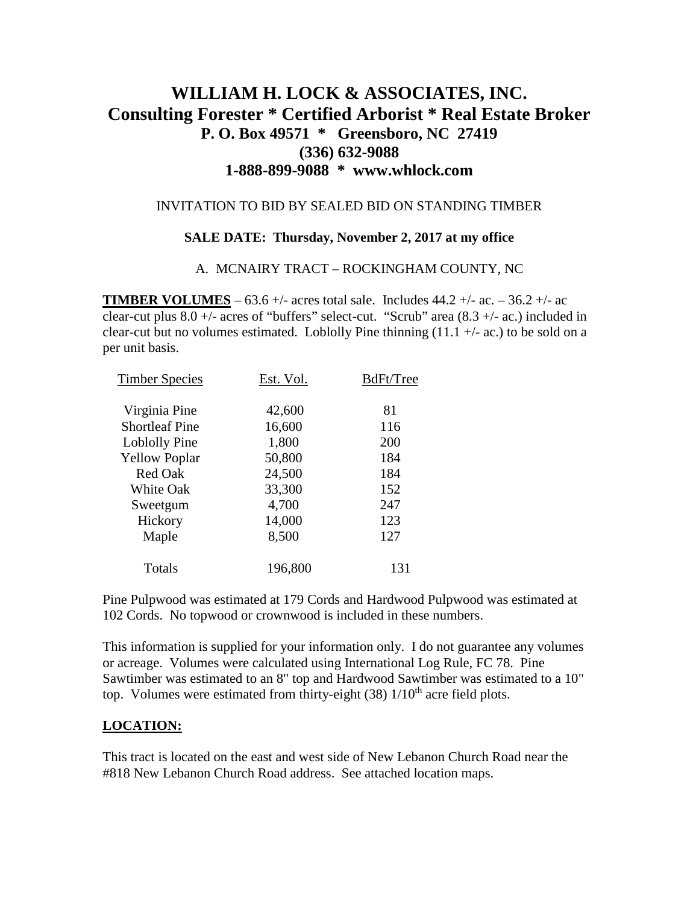# WILLIAM H. LOCK & ASSOCIATES, INC.
## Consulting Forester * Certified Arborist * Real Estate Broker
### P. O. Box 49571 * Greensboro, NC 27419
### (336) 632-9088
### 1-888-899-9088 * www.whlock.com

INVITATION TO BID BY SEALED BID ON STANDING TIMBER

**SALE DATE: Thursday, November 2, 2017 at my office**

A. MCNAIRY TRACT – ROCKINGHAM COUNTY, NC

**TIMBER VOLUMES** – 63.6 +/- acres total sale. Includes 44.2 +/- ac. – 36.2 +/- ac clear-cut plus 8.0 +/- acres of "buffers" select-cut. "Scrub" area (8.3 +/- ac.) included in clear-cut but no volumes estimated. Loblolly Pine thinning (11.1 +/- ac.) to be sold on a per unit basis.

| Timber Species | Est. Vol. | BdFt/Tree |
|---|---|---|
| Virginia Pine | 42,600 | 81 |
| Shortleaf Pine | 16,600 | 116 |
| Loblolly Pine | 1,800 | 200 |
| Yellow Poplar | 50,800 | 184 |
| Red Oak | 24,500 | 184 |
| White Oak | 33,300 | 152 |
| Sweetgum | 4,700 | 247 |
| Hickory | 14,000 | 123 |
| Maple | 8,500 | 127 |
| Totals | 196,800 | 131 |

Pine Pulpwood was estimated at 179 Cords and Hardwood Pulpwood was estimated at 102 Cords. No topwood or crownwood is included in these numbers.

This information is supplied for your information only. I do not guarantee any volumes or acreage. Volumes were calculated using International Log Rule, FC 78. Pine Sawtimber was estimated to an 8" top and Hardwood Sawtimber was estimated to a 10" top. Volumes were estimated from thirty-eight (38) 1/10th acre field plots.

## LOCATION:

This tract is located on the east and west side of New Lebanon Church Road near the #818 New Lebanon Church Road address. See attached location maps.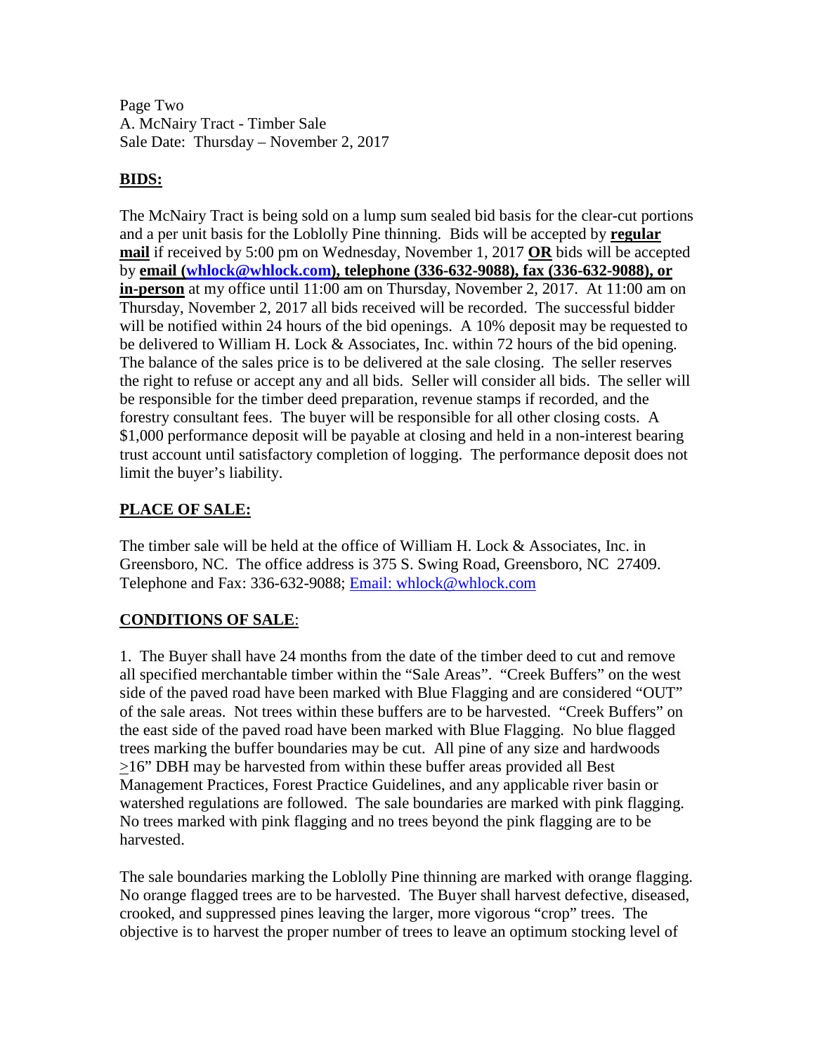Page Two
A. McNairy Tract - Timber Sale
Sale Date: Thursday – November 2, 2017

## BIDS:

The McNairy Tract is being sold on a lump sum sealed bid basis for the clear-cut portions and a per unit basis for the Loblolly Pine thinning. Bids will be accepted by **regular mail** if received by 5:00 pm on Wednesday, November 1, 2017 **OR** bids will be accepted by **email (whlock@whlock.com), telephone (336-632-9088), fax (336-632-9088), or in-person** at my office until 11:00 am on Thursday, November 2, 2017. At 11:00 am on Thursday, November 2, 2017 all bids received will be recorded. The successful bidder will be notified within 24 hours of the bid openings. A 10% deposit may be requested to be delivered to William H. Lock & Associates, Inc. within 72 hours of the bid opening. The balance of the sales price is to be delivered at the sale closing. The seller reserves the right to refuse or accept any and all bids. Seller will consider all bids. The seller will be responsible for the timber deed preparation, revenue stamps if recorded, and the forestry consultant fees. The buyer will be responsible for all other closing costs. A $1,000 performance deposit will be payable at closing and held in a non-interest bearing trust account until satisfactory completion of logging. The performance deposit does not limit the buyer's liability.

## PLACE OF SALE:

The timber sale will be held at the office of William H. Lock & Associates, Inc. in Greensboro, NC. The office address is 375 S. Swing Road, Greensboro, NC 27409. Telephone and Fax: 336-632-9088; Email: whlock@whlock.com

## CONDITIONS OF SALE:

1. The Buyer shall have 24 months from the date of the timber deed to cut and remove all specified merchantable timber within the "Sale Areas". "Creek Buffers" on the west side of the paved road have been marked with Blue Flagging and are considered "OUT" of the sale areas. Not trees within these buffers are to be harvested. "Creek Buffers" on the east side of the paved road have been marked with Blue Flagging. No blue flagged trees marking the buffer boundaries may be cut. All pine of any size and hardwoods ≥16" DBH may be harvested from within these buffer areas provided all Best Management Practices, Forest Practice Guidelines, and any applicable river basin or watershed regulations are followed. The sale boundaries are marked with pink flagging. No trees marked with pink flagging and no trees beyond the pink flagging are to be harvested.

The sale boundaries marking the Loblolly Pine thinning are marked with orange flagging. No orange flagged trees are to be harvested. The Buyer shall harvest defective, diseased, crooked, and suppressed pines leaving the larger, more vigorous "crop" trees. The objective is to harvest the proper number of trees to leave an optimum stocking level of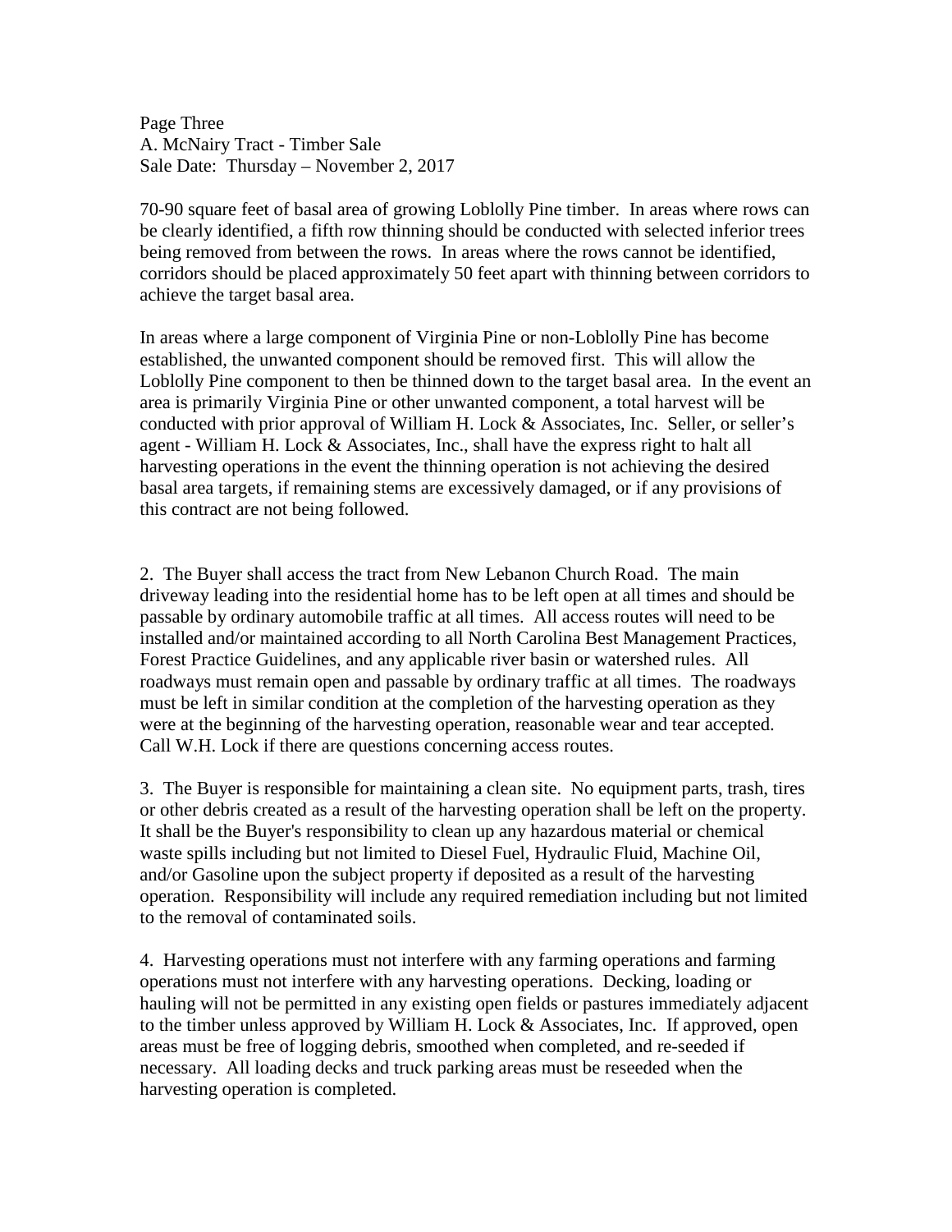70-90 square feet of basal area of growing Loblolly Pine timber. In areas where rows can be clearly identified, a fifth row thinning should be conducted with selected inferior trees being removed from between the rows. In areas where the rows cannot be identified, corridors should be placed approximately 50 feet apart with thinning between corridors to achieve the target basal area.

In areas where a large component of Virginia Pine or non-Loblolly Pine has become established, the unwanted component should be removed first. This will allow the Loblolly Pine component to then be thinned down to the target basal area. In the event an area is primarily Virginia Pine or other unwanted component, a total harvest will be conducted with prior approval of William H. Lock & Associates, Inc. Seller, or seller's agent - William H. Lock & Associates, Inc., shall have the express right to halt all harvesting operations in the event the thinning operation is not achieving the desired basal area targets, if remaining stems are excessively damaged, or if any provisions of this contract are not being followed.

2. The Buyer shall access the tract from New Lebanon Church Road. The main driveway leading into the residential home has to be left open at all times and should be passable by ordinary automobile traffic at all times. All access routes will need to be installed and/or maintained according to all North Carolina Best Management Practices, Forest Practice Guidelines, and any applicable river basin or watershed rules. All roadways must remain open and passable by ordinary traffic at all times. The roadways must be left in similar condition at the completion of the harvesting operation as they were at the beginning of the harvesting operation, reasonable wear and tear accepted. Call W.H. Lock if there are questions concerning access routes.

3. The Buyer is responsible for maintaining a clean site. No equipment parts, trash, tires or other debris created as a result of the harvesting operation shall be left on the property. It shall be the Buyer's responsibility to clean up any hazardous material or chemical waste spills including but not limited to Diesel Fuel, Hydraulic Fluid, Machine Oil, and/or Gasoline upon the subject property if deposited as a result of the harvesting operation. Responsibility will include any required remediation including but not limited to the removal of contaminated soils.

4. Harvesting operations must not interfere with any farming operations and farming operations must not interfere with any harvesting operations. Decking, loading or hauling will not be permitted in any existing open fields or pastures immediately adjacent to the timber unless approved by William H. Lock & Associates, Inc. If approved, open areas must be free of logging debris, smoothed when completed, and re-seeded if necessary. All loading decks and truck parking areas must be reseeded when the harvesting operation is completed.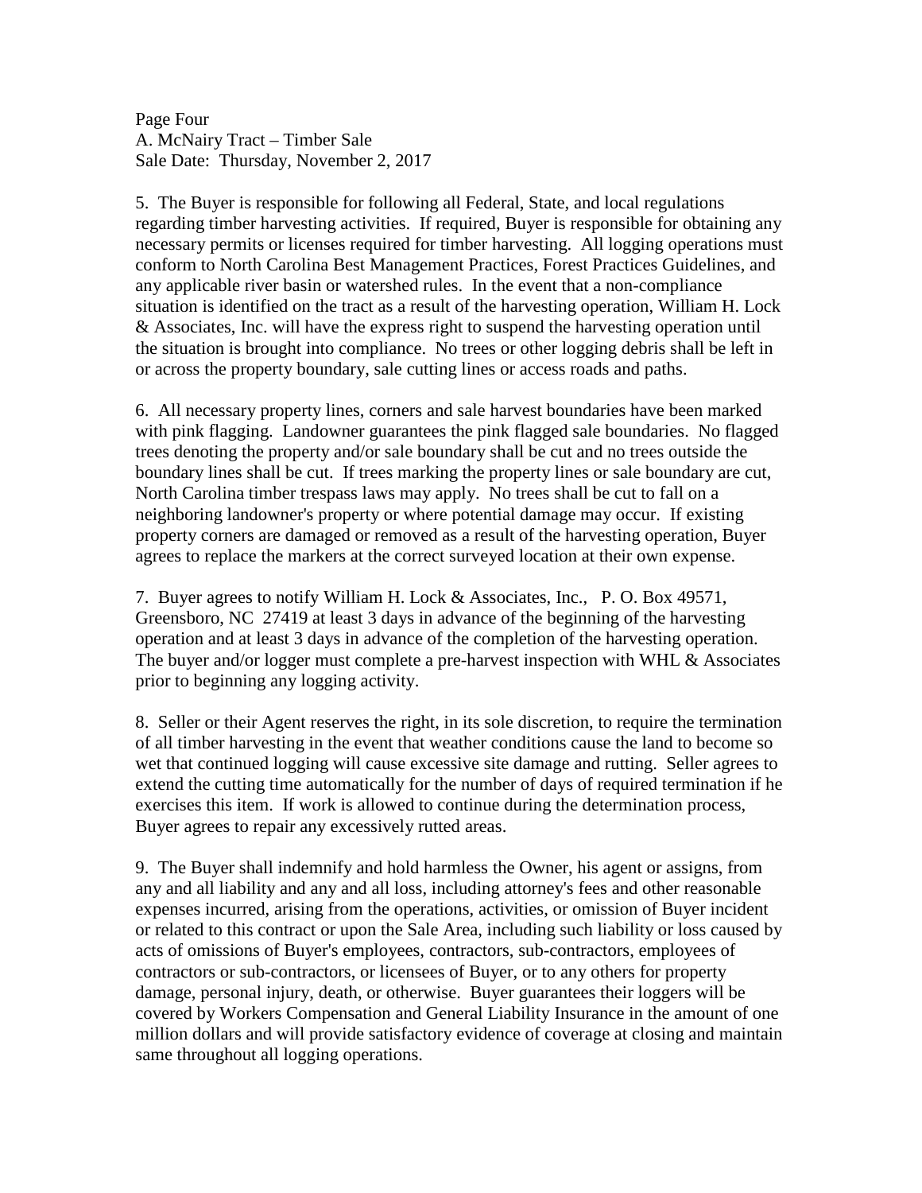Page Four
A. McNairy Tract – Timber Sale
Sale Date: Thursday, November 2, 2017

5. The Buyer is responsible for following all Federal, State, and local regulations regarding timber harvesting activities. If required, Buyer is responsible for obtaining any necessary permits or licenses required for timber harvesting. All logging operations must conform to North Carolina Best Management Practices, Forest Practices Guidelines, and any applicable river basin or watershed rules. In the event that a non-compliance situation is identified on the tract as a result of the harvesting operation, William H. Lock & Associates, Inc. will have the express right to suspend the harvesting operation until the situation is brought into compliance. No trees or other logging debris shall be left in or across the property boundary, sale cutting lines or access roads and paths.

6. All necessary property lines, corners and sale harvest boundaries have been marked with pink flagging. Landowner guarantees the pink flagged sale boundaries. No flagged trees denoting the property and/or sale boundary shall be cut and no trees outside the boundary lines shall be cut. If trees marking the property lines or sale boundary are cut, North Carolina timber trespass laws may apply. No trees shall be cut to fall on a neighboring landowner's property or where potential damage may occur. If existing property corners are damaged or removed as a result of the harvesting operation, Buyer agrees to replace the markers at the correct surveyed location at their own expense.

7. Buyer agrees to notify William H. Lock & Associates, Inc., P. O. Box 49571, Greensboro, NC 27419 at least 3 days in advance of the beginning of the harvesting operation and at least 3 days in advance of the completion of the harvesting operation. The buyer and/or logger must complete a pre-harvest inspection with WHL & Associates prior to beginning any logging activity.

8. Seller or their Agent reserves the right, in its sole discretion, to require the termination of all timber harvesting in the event that weather conditions cause the land to become so wet that continued logging will cause excessive site damage and rutting. Seller agrees to extend the cutting time automatically for the number of days of required termination if he exercises this item. If work is allowed to continue during the determination process, Buyer agrees to repair any excessively rutted areas.

9. The Buyer shall indemnify and hold harmless the Owner, his agent or assigns, from any and all liability and any and all loss, including attorney's fees and other reasonable expenses incurred, arising from the operations, activities, or omission of Buyer incident or related to this contract or upon the Sale Area, including such liability or loss caused by acts of omissions of Buyer's employees, contractors, sub-contractors, employees of contractors or sub-contractors, or licensees of Buyer, or to any others for property damage, personal injury, death, or otherwise. Buyer guarantees their loggers will be covered by Workers Compensation and General Liability Insurance in the amount of one million dollars and will provide satisfactory evidence of coverage at closing and maintain same throughout all logging operations.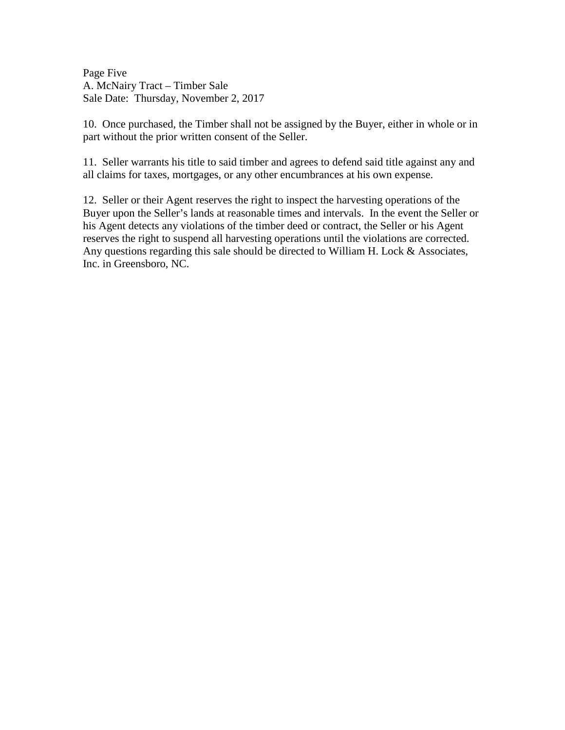A. McNairy Tract – Timber Sale
Sale Date: Thursday, November 2, 2017

10. Once purchased, the Timber shall not be assigned by the Buyer, either in whole or in part without the prior written consent of the Seller.

11. Seller warrants his title to said timber and agrees to defend said title against any and all claims for taxes, mortgages, or any other encumbrances at his own expense.

12. Seller or their Agent reserves the right to inspect the harvesting operations of the Buyer upon the Seller's lands at reasonable times and intervals. In the event the Seller or his Agent detects any violations of the timber deed or contract, the Seller or his Agent reserves the right to suspend all harvesting operations until the violations are corrected. Any questions regarding this sale should be directed to William H. Lock & Associates, Inc. in Greensboro, NC.